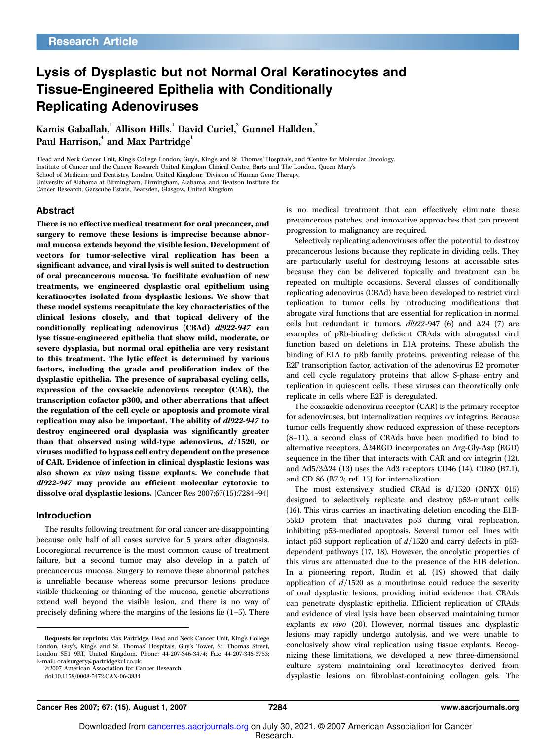Research Article

# Lysis of Dysplastic but not Normal Oral Keratinocytes and Tissue-Engineered Epithelia with Conditionally Replicating Adenoviruses

**Kamis Gaballah,[1] Allison Hills,[1] David Curiel,[3] Gunnel Hallden,[2] Paul Harrison,[4] and Max Partridge[1]**

[1]Head and Neck Cancer Unit, King's College London, Guy's, King's and St. Thomas' Hospitals, and [2]Centre for Molecular Oncology, Institute of Cancer and the Cancer Research United Kingdom Clinical Centre, Barts and The London, Queen Mary's School of Medicine and Dentistry, London, United Kingdom; [3]Division of Human Gene Therapy, University of Alabama at Birmingham, Birmingham, Alabama; and [4]Beatson Institute for Cancer Research, Garscube Estate, Bearsden, Glasgow, United Kingdom

## Abstract

**There is no effective medical treatment for oral precancer, and surgery to remove these lesions is imprecise because abnormal mucosa extends beyond the visible lesion. Development of vectors for tumor-selective viral replication has been a significant advance, and viral lysis is well suited to destruction of oral precancerous mucosa. To facilitate evaluation of new treatments, we engineered dysplastic oral epithelium using keratinocytes isolated from dysplastic lesions. We show that these model systems recapitulate the key characteristics of the clinical lesions closely, and that topical delivery of the conditionally replicating adenovirus (CRAd) *dl922-947* can lyse tissue-engineered epithelia that show mild, moderate, or severe dysplasia, but normal oral epithelia are very resistant to this treatment. The lytic effect is determined by various factors, including the grade and proliferation index of the dysplastic epithelia. The presence of suprabasal cycling cells, expression of the coxsackie adenovirus receptor (CAR), the transcription cofactor p300, and other aberrations that affect the regulation of the cell cycle or apoptosis and promote viral replication may also be important. The ability of *dl922-947* to destroy engineered oral dysplasia was significantly greater than that observed using wild-type adenovirus, *d*/1520, or viruses modified to bypass cell entry dependent on the presence of CAR. Evidence of infection in clinical dysplastic lesions was also shown *ex vivo* using tissue explants. We conclude that *dl922-947* may provide an efficient molecular cytotoxic to dissolve oral dysplastic lesions.** [Cancer Res 2007;67(15):7284–94]

## Introduction

The results following treatment for oral cancer are disappointing because only half of all cases survive for 5 years after diagnosis. Locoregional recurrence is the most common cause of treatment failure, but a second tumor may also develop in a patch of precancerous mucosa. Surgery to remove these abnormal patches is unreliable because whereas some precursor lesions produce visible thickening or thinning of the mucosa, genetic aberrations extend well beyond the visible lesion, and there is no way of precisely defining where the margins of the lesions lie (1–5). There is no medical treatment that can effectively eliminate these precancerous patches, and innovative approaches that can prevent progression to malignancy are required.

Selectively replicating adenoviruses offer the potential to destroy precancerous lesions because they replicate in dividing cells. They are particularly useful for destroying lesions at accessible sites because they can be delivered topically and treatment can be repeated on multiple occasions. Several classes of conditionally replicating adenovirus (CRAd) have been developed to restrict viral replication to tumor cells by introducing modifications that abrogate viral functions that are essential for replication in normal cells but redundant in tumors. *dl922*-947 (6) and Δ24 (7) are examples of pRb-binding deficient CRAds with abrogated viral function based on deletions in E1A proteins. These abolish the binding of E1A to pRb family proteins, preventing release of the E2F transcription factor, activation of the adenovirus E2 promoter and cell cycle regulatory proteins that allow S-phase entry and replication in quiescent cells. These viruses can theoretically only replicate in cells where E2F is deregulated.

The coxsackie adenovirus receptor (CAR) is the primary receptor for adenoviruses, but internalization requires αv integrins. Because tumor cells frequently show reduced expression of these receptors (8–11), a second class of CRAds have been modified to bind to alternative receptors. Δ24RGD incorporates an Arg-Gly-Asp (RGD) sequence in the fiber that interacts with CAR and αv integrin (12), and Ad5/3Δ24 (13) uses the Ad3 receptors CD46 (14), CD80 (B7.1), and CD 86 (B7.2; ref. 15) for internalization.

The most extensively studied CRAd is d/1520 (ONYX 015) designed to selectively replicate and destroy p53-mutant cells (16). This virus carries an inactivating deletion encoding the E1B-55kD protein that inactivates p53 during viral replication, inhibiting p53-mediated apoptosis. Several tumor cell lines with intact p53 support replication of *d*/1520 and carry defects in p53-dependent pathways (17, 18). However, the oncolytic properties of this virus are attenuated due to the presence of the E1B deletion. In a pioneering report, Rudin et al. (19) showed that daily application of *d*/1520 as a mouthrinse could reduce the severity of oral dysplastic lesions, providing initial evidence that CRAds can penetrate dysplastic epithelia. Efficient replication of CRAds and evidence of viral lysis have been observed maintaining tumor explants *ex vivo* (20). However, normal tissues and dysplastic lesions may rapidly undergo autolysis, and we were unable to conclusively show viral replication using tissue explants. Recognizing these limitations, we developed a new three-dimensional culture system maintaining oral keratinocytes derived from dysplastic lesions on fibroblast-containing collagen gels. The

---

**Requests for reprints:** Max Partridge, Head and Neck Cancer Unit, King's College London, Guy's, King's and St. Thomas' Hospitals, Guy's Tower, St. Thomas Street, London SE1 9RT, United Kingdom. Phone: 44-207-346-3474; Fax: 44-207-346-3753; E-mail: oralsurgery@partridgekcl.co.uk.

©2007 American Association for Cancer Research.

doi:10.1158/0008-5472.CAN-06-3834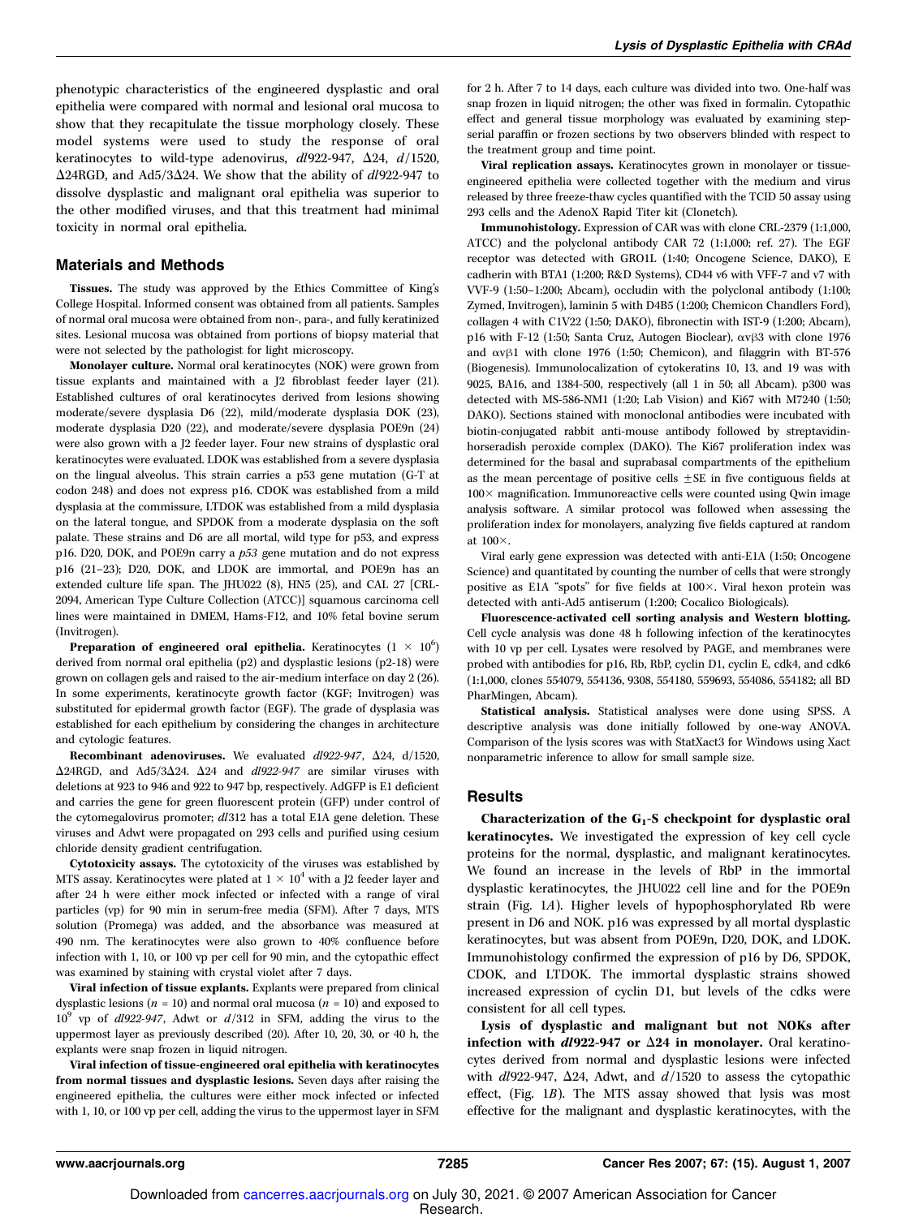phenotypic characteristics of the engineered dysplastic and oral epithelia were compared with normal and lesional oral mucosa to show that they recapitulate the tissue morphology closely. These model systems were used to study the response of oral keratinocytes to wild-type adenovirus, *dl*922-947, Δ24, *d*/1520, Δ24RGD, and Ad5/3Δ24. We show that the ability of *dl*922-947 to dissolve dysplastic and malignant oral epithelia was superior to the other modified viruses, and that this treatment had minimal toxicity in normal oral epithelia.

## Materials and Methods

**Tissues.** The study was approved by the Ethics Committee of King's College Hospital. Informed consent was obtained from all patients. Samples of normal oral mucosa were obtained from non-, para-, and fully keratinized sites. Lesional mucosa was obtained from portions of biopsy material that were not selected by the pathologist for light microscopy.

**Monolayer culture.** Normal oral keratinocytes (NOK) were grown from tissue explants and maintained with a J2 fibroblast feeder layer (21). Established cultures of oral keratinocytes derived from lesions showing moderate/severe dysplasia D6 (22), mild/moderate dysplasia DOK (23), moderate dysplasia D20 (22), and moderate/severe dysplasia POE9n (24) were also grown with a J2 feeder layer. Four new strains of dysplastic oral keratinocytes were evaluated. LDOK was established from a severe dysplasia on the lingual alveolus. This strain carries a p53 gene mutation (G-T at codon 248) and does not express p16. CDOK was established from a mild dysplasia at the commissure, LTDOK was established from a mild dysplasia on the lateral tongue, and SPDOK from a moderate dysplasia on the soft palate. These strains and D6 are all mortal, wild type for p53, and express p16. D20, DOK, and POE9n carry a *p53* gene mutation and do not express p16 (21–23); D20, DOK, and LDOK are immortal, and POE9n has an extended culture life span. The JHU022 (8), HN5 (25), and CAL 27 [CRL-2094, American Type Culture Collection (ATCC)] squamous carcinoma cell lines were maintained in DMEM, Hams-F12, and 10% fetal bovine serum (Invitrogen).

**Preparation of engineered oral epithelia.** Keratinocytes ($1 \times 10^6$) derived from normal oral epithelia (p2) and dysplastic lesions (p2-18) were grown on collagen gels and raised to the air-medium interface on day 2 (26). In some experiments, keratinocyte growth factor (KGF; Invitrogen) was substituted for epidermal growth factor (EGF). The grade of dysplasia was established for each epithelium by considering the changes in architecture and cytologic features.

**Recombinant adenoviruses.** We evaluated *dl*922-947, Δ24, d/1520, Δ24RGD, and Ad5/3Δ24. Δ24 and *dl*922-947 are similar viruses with deletions at 923 to 946 and 922 to 947 bp, respectively. AdGFP is E1 deficient and carries the gene for green fluorescent protein (GFP) under control of the cytomegalovirus promoter; *dl*312 has a total E1A gene deletion. These viruses and Adwt were propagated on 293 cells and purified using cesium chloride density gradient centrifugation.

**Cytotoxicity assays.** The cytotoxicity of the viruses was established by MTS assay. Keratinocytes were plated at $1 \times 10^4$ with a J2 feeder layer and after 24 h were either mock infected or infected with a range of viral particles (vp) for 90 min in serum-free media (SFM). After 7 days, MTS solution (Promega) was added, and the absorbance was measured at 490 nm. The keratinocytes were also grown to 40% confluence before infection with 1, 10, or 100 vp per cell for 90 min, and the cytopathic effect was examined by staining with crystal violet after 7 days.

**Viral infection of tissue explants.** Explants were prepared from clinical dysplastic lesions ($n$ = 10) and normal oral mucosa ($n$ = 10) and exposed to $10^9$ vp of *dl*922-947, Adwt or *d*/312 in SFM, adding the virus to the uppermost layer as previously described (20). After 10, 20, 30, or 40 h, the explants were snap frozen in liquid nitrogen.

**Viral infection of tissue-engineered oral epithelia with keratinocytes from normal tissues and dysplastic lesions.** Seven days after raising the engineered epithelia, the cultures were either mock infected or infected with 1, 10, or 100 vp per cell, adding the virus to the uppermost layer in SFM for 2 h. After 7 to 14 days, each culture was divided into two. One-half was snap frozen in liquid nitrogen; the other was fixed in formalin. Cytopathic effect and general tissue morphology was evaluated by examining step-serial paraffin or frozen sections by two observers blinded with respect to the treatment group and time point.

**Viral replication assays.** Keratinocytes grown in monolayer or tissue-engineered epithelia were collected together with the medium and virus released by three freeze-thaw cycles quantified with the TCID 50 assay using 293 cells and the AdenoX Rapid Titer kit (Clonetech).

**Immunohistology.** Expression of CAR was with clone CRL-2379 (1:1,000, ATCC) and the polyclonal antibody CAR 72 (1:1,000; ref. 27). The EGF receptor was detected with GRO1L (1:40; Oncogene Science, DAKO), E cadherin with BTA1 (1:200; R&D Systems), CD44 v6 with VFF-7 and v7 with VVF-9 (1:50–1:200; Abcam), occludin with the polyclonal antibody (1:100; Zymed, Invitrogen), laminin 5 with D4B5 (1:200; Chemicon Chandlers Ford), collagen 4 with C1V22 (1:50; DAKO), fibronectin with IST-9 (1:200; Abcam), p16 with F-12 (1:50; Santa Cruz, Autogen Bioclear), αvβ3 with clone 1976 and αvβ1 with clone 1976 (1:50; Chemicon), and filaggrin with BT-576 (Biogenesis). Immunolocalization of cytokeratins 10, 13, and 19 was with 9025, BA16, and 1384-500, respectively (all 1 in 50; all Abcam). p300 was detected with MS-586-NM1 (1:20; Lab Vision) and Ki67 with M7240 (1:50; DAKO). Sections stained with monoclonal antibodies were incubated with biotin-conjugated rabbit anti-mouse antibody followed by streptavidin-horseradish peroxide complex (DAKO). The Ki67 proliferation index was determined for the basal and suprabasal compartments of the epithelium as the mean percentage of positive cells ±SE in five contiguous fields at 100× magnification. Immunoreactive cells were counted using Qwin image analysis software. A similar protocol was followed when assessing the proliferation index for monolayers, analyzing five fields captured at random at 100×.

Viral early gene expression was detected with anti-E1A (1:50; Oncogene Science) and quantitated by counting the number of cells that were strongly positive as E1A "spots" for five fields at 100×. Viral hexon protein was detected with anti-Ad5 antiserum (1:200; Cocalico Biologicals).

**Fluorescence-activated cell sorting analysis and Western blotting.** Cell cycle analysis was done 48 h following infection of the keratinocytes with 10 vp per cell. Lysates were resolved by PAGE, and membranes were probed with antibodies for p16, Rb, RbP, cyclin D1, cyclin E, cdk4, and cdk6 (1:1,000, clones 554079, 554136, 9308, 554180, 559693, 554086, 554182; all BD PharMingen, Abcam).

**Statistical analysis.** Statistical analyses were done using SPSS. A descriptive analysis was done initially followed by one-way ANOVA. Comparison of the lysis scores was with StatXact3 for Windows using Xact nonparametric inference to allow for small sample size.

## Results

**Characterization of the $G_1$-S checkpoint for dysplastic oral keratinocytes.** We investigated the expression of key cell cycle proteins for the normal, dysplastic, and malignant keratinocytes. We found an increase in the levels of RbP in the immortal dysplastic keratinocytes, the JHU022 cell line and for the POE9n strain (Fig. 1*A*). Higher levels of hypophosphorylated Rb were present in D6 and NOK. p16 was expressed by all mortal dysplastic keratinocytes, but was absent from POE9n, D20, DOK, and LDOK. Immunohistology confirmed the expression of p16 by D6, SPDOK, CDOK, and LTDOK. The immortal dysplastic strains showed increased expression of cyclin D1, but levels of the cdks were consistent for all cell types.

**Lysis of dysplastic and malignant but not NOKs after infection with *dl*922-947 or Δ24 in monolayer.** Oral keratinocytes derived from normal and dysplastic lesions were infected with *dl*922-947, Δ24, Adwt, and *d*/1520 to assess the cytopathic effect, (Fig. 1*B*). The MTS assay showed that lysis was most effective for the malignant and dysplastic keratinocytes, with the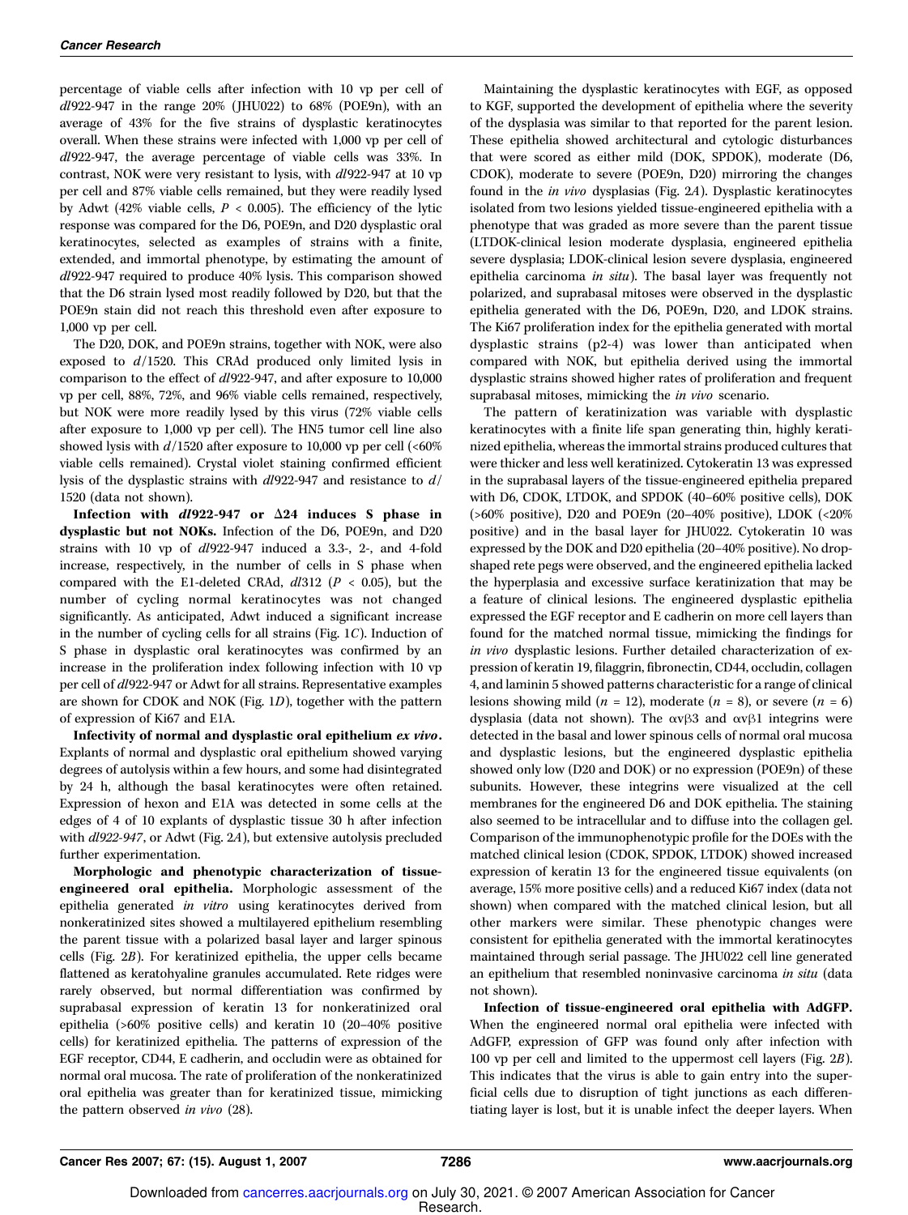percentage of viable cells after infection with 10 vp per cell of *dl*922-947 in the range 20% (JHU022) to 68% (POE9n), with an average of 43% for the five strains of dysplastic keratinocytes overall. When these strains were infected with 1,000 vp per cell of *dl*922-947, the average percentage of viable cells was 33%. In contrast, NOK were very resistant to lysis, with *dl*922-947 at 10 vp per cell and 87% viable cells remained, but they were readily lysed by Adwt (42% viable cells, $P < 0.005$). The efficiency of the lytic response was compared for the D6, POE9n, and D20 dysplastic oral keratinocytes, selected as examples of strains with a finite, extended, and immortal phenotype, by estimating the amount of *dl*922-947 required to produce 40% lysis. This comparison showed that the D6 strain lysed most readily followed by D20, but that the POE9n stain did not reach this threshold even after exposure to 1,000 vp per cell.

The D20, DOK, and POE9n strains, together with NOK, were also exposed to *d*/1520. This CRAd produced only limited lysis in comparison to the effect of *dl*922-947, and after exposure to 10,000 vp per cell, 88%, 72%, and 96% viable cells remained, respectively, but NOK were more readily lysed by this virus (72% viable cells after exposure to 1,000 vp per cell). The HN5 tumor cell line also showed lysis with *d*/1520 after exposure to 10,000 vp per cell (<60% viable cells remained). Crystal violet staining confirmed efficient lysis of the dysplastic strains with *dl*922-947 and resistance to *d*/1520 (data not shown).

**Infection with *dl*922-947 or Δ24 induces S phase in dysplastic but not NOKs.** Infection of the D6, POE9n, and D20 strains with 10 vp of *dl*922-947 induced a 3.3-, 2-, and 4-fold increase, respectively, in the number of cells in S phase when compared with the E1-deleted CRAd, *dl*312 ($P < 0.05$), but the number of cycling normal keratinocytes was not changed significantly. As anticipated, Adwt induced a significant increase in the number of cycling cells for all strains (Fig. 1*C*). Induction of S phase in dysplastic oral keratinocytes was confirmed by an increase in the proliferation index following infection with 10 vp per cell of *dl*922-947 or Adwt for all strains. Representative examples are shown for CDOK and NOK (Fig. 1*D*), together with the pattern of expression of Ki67 and E1A.

**Infectivity of normal and dysplastic oral epithelium *ex vivo*.** Explants of normal and dysplastic oral epithelium showed varying degrees of autolysis within a few hours, and some had disintegrated by 24 h, although the basal keratinocytes were often retained. Expression of hexon and E1A was detected in some cells at the edges of 4 of 10 explants of dysplastic tissue 30 h after infection with *dl922-947*, or Adwt (Fig. 2*A*), but extensive autolysis precluded further experimentation.

**Morphologic and phenotypic characterization of tissue-engineered oral epithelia.** Morphologic assessment of the epithelia generated *in vitro* using keratinocytes derived from nonkeratinized sites showed a multilayered epithelium resembling the parent tissue with a polarized basal layer and larger spinous cells (Fig. 2*B*). For keratinized epithelia, the upper cells became flattened as keratohyaline granules accumulated. Rete ridges were rarely observed, but normal differentiation was confirmed by suprabasal expression of keratin 13 for nonkeratinized oral epithelia (>60% positive cells) and keratin 10 (20–40% positive cells) for keratinized epithelia. The patterns of expression of the EGF receptor, CD44, E cadherin, and occludin were as obtained for normal oral mucosa. The rate of proliferation of the nonkeratinized oral epithelia was greater than for keratinized tissue, mimicking the pattern observed *in vivo* (28).

Maintaining the dysplastic keratinocytes with EGF, as opposed to KGF, supported the development of epithelia where the severity of the dysplasia was similar to that reported for the parent lesion. These epithelia showed architectural and cytologic disturbances that were scored as either mild (DOK, SPDOK), moderate (D6, CDOK), moderate to severe (POE9n, D20) mirroring the changes found in the *in vivo* dysplasias (Fig. 2*A*). Dysplastic keratinocytes isolated from two lesions yielded tissue-engineered epithelia with a phenotype that was graded as more severe than the parent tissue (LTDOK-clinical lesion moderate dysplasia, engineered epithelia severe dysplasia; LDOK-clinical lesion severe dysplasia, engineered epithelia carcinoma *in situ*). The basal layer was frequently not polarized, and suprabasal mitoses were observed in the dysplastic epithelia generated with the D6, POE9n, D20, and LDOK strains. The Ki67 proliferation index for the epithelia generated with mortal dysplastic strains (p2-4) was lower than anticipated when compared with NOK, but epithelia derived using the immortal dysplastic strains showed higher rates of proliferation and frequent suprabasal mitoses, mimicking the *in vivo* scenario.

The pattern of keratinization was variable with dysplastic keratinocytes with a finite life span generating thin, highly keratinized epithelia, whereas the immortal strains produced cultures that were thicker and less well keratinized. Cytokeratin 13 was expressed in the suprabasal layers of the tissue-engineered epithelia prepared with D6, CDOK, LTDOK, and SPDOK (40–60% positive cells), DOK (>60% positive), D20 and POE9n (20–40% positive), LDOK (<20% positive) and in the basal layer for JHU022. Cytokeratin 10 was expressed by the DOK and D20 epithelia (20–40% positive). No drop-shaped rete pegs were observed, and the engineered epithelia lacked the hyperplasia and excessive surface keratinization that may be a feature of clinical lesions. The engineered dysplastic epithelia expressed the EGF receptor and E cadherin on more cell layers than found for the matched normal tissue, mimicking the findings for *in vivo* dysplastic lesions. Further detailed characterization of expression of keratin 19, filaggrin, fibronectin, CD44, occludin, collagen 4, and laminin 5 showed patterns characteristic for a range of clinical lesions showing mild ($n = 12$), moderate ($n = 8$), or severe ($n = 6$) dysplasia (data not shown). The αvβ3 and αvβ1 integrins were detected in the basal and lower spinous cells of normal oral mucosa and dysplastic lesions, but the engineered dysplastic epithelia showed only low (D20 and DOK) or no expression (POE9n) of these subunits. However, these integrins were visualized at the cell membranes for the engineered D6 and DOK epithelia. The staining also seemed to be intracellular and to diffuse into the collagen gel. Comparison of the immunophenotypic profile for the DOEs with the matched clinical lesion (CDOK, SPDOK, LTDOK) showed increased expression of keratin 13 for the engineered tissue equivalents (on average, 15% more positive cells) and a reduced Ki67 index (data not shown) when compared with the matched clinical lesion, but all other markers were similar. These phenotypic changes were consistent for epithelia generated with the immortal keratinocytes maintained through serial passage. The JHU022 cell line generated an epithelium that resembled noninvasive carcinoma *in situ* (data not shown).

**Infection of tissue-engineered oral epithelia with AdGFP.** When the engineered normal oral epithelia were infected with AdGFP, expression of GFP was found only after infection with 100 vp per cell and limited to the uppermost cell layers (Fig. 2*B*). This indicates that the virus is able to gain entry into the superficial cells due to disruption of tight junctions as each differentiating layer is lost, but it is unable infect the deeper layers. When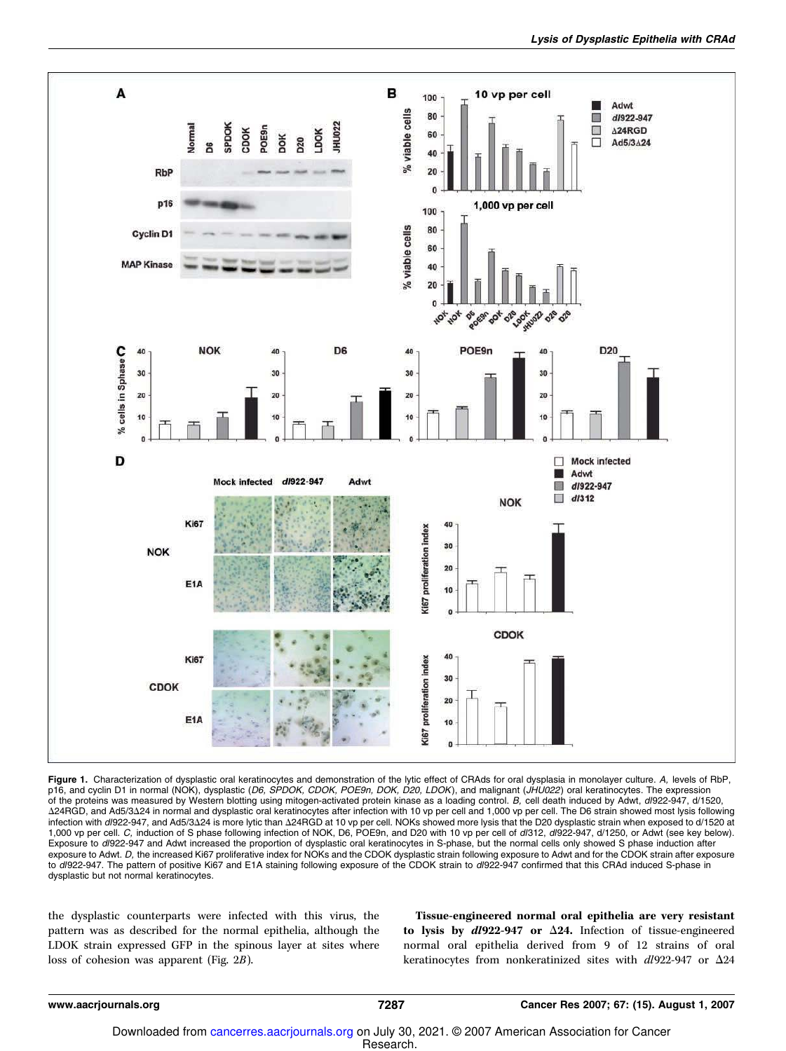**Figure 1.** Characterization of dysplastic oral keratinocytes and demonstration of the lytic effect of CRAds for oral dysplasia in monolayer culture. *A,* levels of RbP, p16, and cyclin D1 in normal (NOK), dysplastic (*D6, SPDOK, CDOK, POE9n, DOK, D20, LDOK*), and malignant (*JHU022*) oral keratinocytes. The expression of the proteins was measured by Western blotting using mitogen-activated protein kinase as a loading control. *B,* cell death induced by Adwt, *dl*922-947, d/1520, Δ24RGD, and Ad5/3Δ24 in normal and dysplastic oral keratinocytes after infection with 10 vp per cell and 1,000 vp per cell. The D6 strain showed most lysis following infection with *dl*922-947, and Ad5/3Δ24 is more lytic than Δ24RGD at 10 vp per cell. NOKs showed more lysis that the D20 dysplastic strain when exposed to d/1520 at 1,000 vp per cell. *C,* induction of S phase following infection of NOK, D6, POE9n, and D20 with 10 vp per cell of *dl*312, *dl*922-947, d/1250, or Adwt (see key below). Exposure to *dl*922-947 and Adwt increased the proportion of dysplastic oral keratinocytes in S-phase, but the normal cells only showed S phase induction after exposure to Adwt. *D,* the increased Ki67 proliferative index for NOKs and the CDOK dysplastic strain following exposure to Adwt and for the CDOK strain after exposure to *dl*922-947. The pattern of positive Ki67 and E1A staining following exposure of the CDOK strain to *dl*922-947 confirmed that this CRAd induced S-phase in dysplastic but not normal keratinocytes.

the dysplastic counterparts were infected with this virus, the pattern was as described for the normal epithelia, although the LDOK strain expressed GFP in the spinous layer at sites where loss of cohesion was apparent (Fig. 2*B*).

**Tissue-engineered normal oral epithelia are very resistant to lysis by *dl*922-947 or Δ24.** Infection of tissue-engineered normal oral epithelia derived from 9 of 12 strains of oral keratinocytes from nonkeratinized sites with *dl*922-947 or Δ24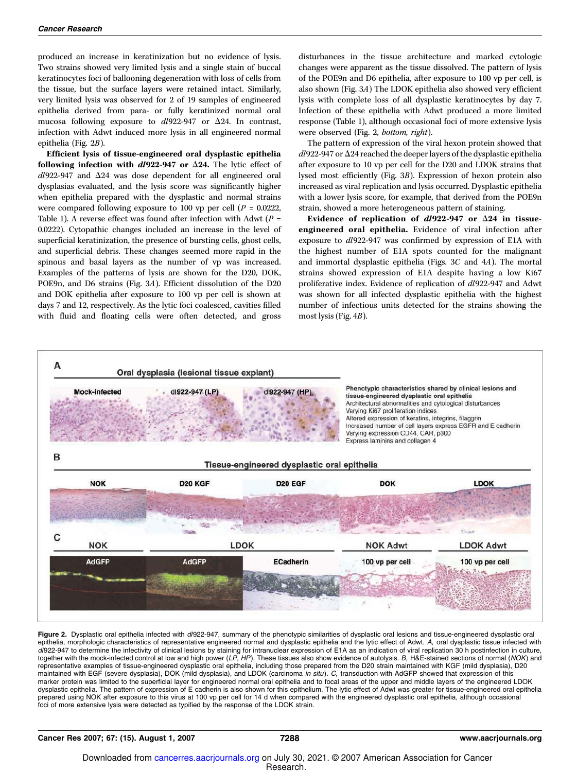produced an increase in keratinization but no evidence of lysis. Two strains showed very limited lysis and a single stain of buccal keratinocytes foci of ballooning degeneration with loss of cells from the tissue, but the surface layers were retained intact. Similarly, very limited lysis was observed for 2 of 19 samples of engineered epithelia derived from para- or fully keratinized normal oral mucosa following exposure to *dl*922-947 or Δ24. In contrast, infection with Adwt induced more lysis in all engineered normal epithelia (Fig. 2*B*).

**Efficient lysis of tissue-engineered oral dysplastic epithelia following infection with *dl*922-947 or Δ24.** The lytic effect of *dl*922-947 and Δ24 was dose dependent for all engineered oral dysplasias evaluated, and the lysis score was significantly higher when epithelia prepared with the dysplastic and normal strains were compared following exposure to 100 vp per cell ($P = 0.0222$, Table 1). A reverse effect was found after infection with Adwt ($P = 0.0222$). Cytopathic changes included an increase in the level of superficial keratinization, the presence of bursting cells, ghost cells, and superficial debris. These changes seemed more rapid in the spinous and basal layers as the number of vp was increased. Examples of the patterns of lysis are shown for the D20, DOK, POE9n, and D6 strains (Fig. 3*A*). Efficient dissolution of the D20 and DOK epithelia after exposure to 100 vp per cell is shown at days 7 and 12, respectively. As the lytic foci coalesced, cavities filled with fluid and floating cells were often detected, and gross disturbances in the tissue architecture and marked cytologic changes were apparent as the tissue dissolved. The pattern of lysis of the POE9n and D6 epithelia, after exposure to 100 vp per cell, is also shown (Fig. 3*A*) The LDOK epithelia also showed very efficient lysis with complete loss of all dysplastic keratinocytes by day 7. Infection of these epithelia with Adwt produced a more limited response (Table 1), although occasional foci of more extensive lysis were observed (Fig. 2, *bottom, right*).

The pattern of expression of the viral hexon protein showed that *dl*922-947 or Δ24 reached the deeper layers of the dysplastic epithelia after exposure to 10 vp per cell for the D20 and LDOK strains that lysed most efficiently (Fig. 3*B*). Expression of hexon protein also increased as viral replication and lysis occurred. Dysplastic epithelia with a lower lysis score, for example, that derived from the POE9n strain, showed a more heterogeneous pattern of staining.

**Evidence of replication of *dl*922-947 or Δ24 in tissue-engineered oral epithelia.** Evidence of viral infection after exposure to *dl*922-947 was confirmed by expression of E1A with the highest number of E1A spots counted for the malignant and immortal dysplastic epithelia (Figs. 3*C* and 4*A*). The mortal strains showed expression of E1A despite having a low Ki67 proliferative index. Evidence of replication of *dl*922-947 and Adwt was shown for all infected dysplastic epithelia with the highest number of infectious units detected for the strains showing the most lysis (Fig. 4*B*).

**Figure 2.** Dysplastic oral epithelia infected with *dl*922-947, summary of the phenotypic similarities of dysplastic oral lesions and tissue-engineered dysplastic oral epithelia, morphologic characteristics of representative engineered normal and dysplastic epithelia and the lytic effect of Adwt. *A,* oral dysplastic tissue infected with *dl*922-947 to determine the infectivity of clinical lesions by staining for intranuclear expression of E1A as an indication of viral replication 30 h postinfection in culture, together with the mock-infected control at low and high power (*LP, HP*). These tissues also show evidence of autolysis. *B,* H&E-stained sections of normal (*NOK*) and representative examples of tissue-engineered dysplastic oral epithelia, including those prepared from the D20 strain maintained with KGF (mild dysplasia), D20 maintained with EGF (severe dysplasia), DOK (mild dysplasia), and LDOK (carcinoma *in situ*). *C,* transduction with AdGFP showed that expression of this marker protein was limited to the superficial layer for engineered normal oral epithelia and to focal areas of the upper and middle layers of the engineered LDOK dysplastic epithelia. The pattern of expression of E cadherin is also shown for this epithelium. The lytic effect of Adwt was greater for tissue-engineered oral epithelia prepared using NOK after exposure to this virus at 100 vp per cell for 14 d when compared with the engineered dysplastic oral epithelia, although occasional foci of more extensive lysis were detected as typified by the response of the LDOK strain.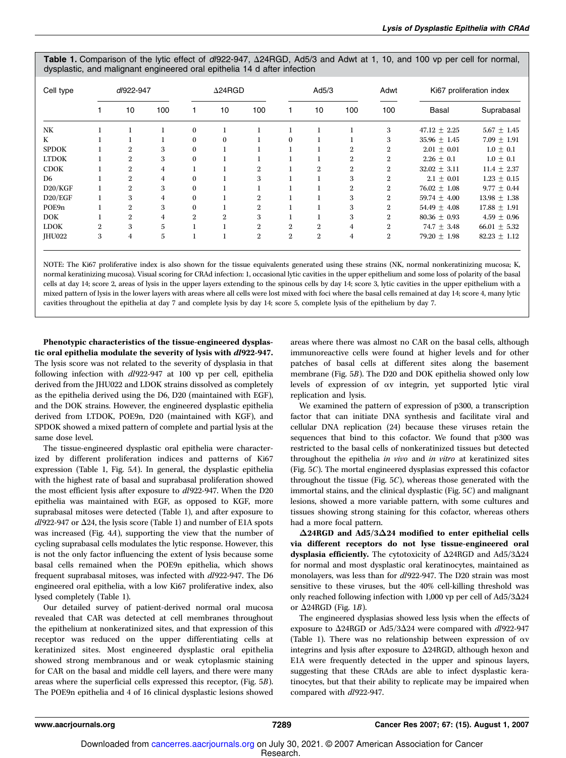**Table 1.** Comparison of the lytic effect of *dl*922-947, Δ24RGD, Ad5/3 and Adwt at 1, 10, and 100 vp per cell for normal, dysplastic, and malignant engineered oral epithelia 14 d after infection

| Cell type | *dl*922-947 | | | Δ24RGD | | | Ad5/3 | | | Adwt | Ki67 proliferation index | |
|---|---|---|---|---|---|---|---|---|---|---|---|---|
| | 1 | 10 | 100 | 1 | 10 | 100 | 1 | 10 | 100 | 100 | Basal | Suprabasal |
| NK | 1 | 1 | 1 | 0 | 1 | 1 | 1 | 1 | 1 | 3 | 47.12 ± 2.25 | 5.67 ± 1.45 |
| K | 1 | 1 | 1 | 0 | 0 | 1 | 0 | 1 | 1 | 3 | 35.96 ± 1.45 | 7.09 ± 1.91 |
| SPDOK | 1 | 2 | 3 | 0 | 1 | 1 | 1 | 1 | 2 | 2 | 2.01 ± 0.01 | 1.0 ± 0.1 |
| LTDOK | 1 | 2 | 3 | 0 | 1 | 1 | 1 | 1 | 2 | 2 | 2.26 ± 0.1 | 1.0 ± 0.1 |
| CDOK | 1 | 2 | 4 | 1 | 1 | 2 | 1 | 2 | 2 | 2 | 32.02 ± 3.11 | 11.4 ± 2.37 |
| D6 | 1 | 2 | 4 | 0 | 1 | 3 | 1 | 1 | 3 | 2 | 2.1 ± 0.01 | 1.23 ± 0.15 |
| D20/KGF | 1 | 2 | 3 | 0 | 1 | 1 | 1 | 1 | 2 | 2 | 76.02 ± 1.08 | 9.77 ± 0.44 |
| D20/EGF | 1 | 3 | 4 | 0 | 1 | 2 | 1 | 1 | 3 | 2 | 59.74 ± 4.00 | 13.98 ± 1.38 |
| POE9n | 1 | 2 | 3 | 0 | 1 | 2 | 1 | 1 | 3 | 2 | 54.49 ± 4.08 | 17.88 ± 1.91 |
| DOK | 1 | 2 | 4 | 2 | 2 | 3 | 1 | 1 | 3 | 2 | 80.36 ± 0.93 | 4.59 ± 0.96 |
| LDOK | 2 | 3 | 5 | 1 | 1 | 2 | 2 | 2 | 4 | 2 | 74.7 ± 3.48 | 66.01 ± 5.32 |
| JHU022 | 3 | 4 | 5 | 1 | 1 | 2 | 2 | 2 | 4 | 2 | 79.20 ± 1.98 | 82.23 ± 1.12 |

NOTE: The Ki67 proliferative index is also shown for the tissue equivalents generated using these strains (NK, normal nonkeratinizing mucosa; K, normal keratinizing mucosa). Visual scoring for CRAd infection: 1, occasional lytic cavities in the upper epithelium and some loss of polarity of the basal cells at day 14; score 2, areas of lysis in the upper layers extending to the spinous cells by day 14; score 3, lytic cavities in the upper epithelium with a mixed pattern of lysis in the lower layers with areas where all cells were lost mixed with foci where the basal cells remained at day 14; score 4, many lytic cavities throughout the epithelia at day 7 and complete lysis by day 14; score 5, complete lysis of the epithelium by day 7.

**Phenotypic characteristics of the tissue-engineered dysplastic oral epithelia modulate the severity of lysis with *dl*922-947.** The lysis score was not related to the severity of dysplasia in that following infection with *dl*922-947 at 100 vp per cell, epithelia derived from the JHU022 and LDOK strains dissolved as completely as the epithelia derived using the D6, D20 (maintained with EGF), and the DOK strains. However, the engineered dysplastic epithelia derived from LTDOK, POE9n, D20 (maintained with KGF), and SPDOK showed a mixed pattern of complete and partial lysis at the same dose level.

The tissue-engineered dysplastic oral epithelia were characterized by different proliferation indices and patterns of Ki67 expression (Table 1, Fig. 5*A*). In general, the dysplastic epithelia with the highest rate of basal and suprabasal proliferation showed the most efficient lysis after exposure to *dl*922-947. When the D20 epithelia was maintained with EGF, as opposed to KGF, more suprabasal mitoses were detected (Table 1), and after exposure to *dl*922-947 or Δ24, the lysis score (Table 1) and number of E1A spots was increased (Fig. 4*A*), supporting the view that the number of cycling suprabasal cells modulates the lytic response. However, this is not the only factor influencing the extent of lysis because some basal cells remained when the POE9n epithelia, which shows frequent suprabasal mitoses, was infected with *dl*922-947. The D6 engineered oral epithelia, with a low Ki67 proliferative index, also lysed completely (Table 1).

Our detailed survey of patient-derived normal oral mucosa revealed that CAR was detected at cell membranes throughout the epithelium at nonkeratinized sites, and that expression of this receptor was reduced on the upper differentiating cells at keratinized sites. Most engineered dysplastic oral epithelia showed strong membranous and or weak cytoplasmic staining for CAR on the basal and middle cell layers, and there were many areas where the superficial cells expressed this receptor, (Fig. 5*B*). The POE9n epithelia and 4 of 16 clinical dysplastic lesions showed areas where there was almost no CAR on the basal cells, although immunoreactive cells were found at higher levels and for other patches of basal cells at different sites along the basement membrane (Fig. 5*B*). The D20 and DOK epithelia showed only low levels of expression of αv integrin, yet supported lytic viral replication and lysis.

We examined the pattern of expression of p300, a transcription factor that can initiate DNA synthesis and facilitate viral and cellular DNA replication (24) because these viruses retain the sequences that bind to this cofactor. We found that p300 was restricted to the basal cells of nonkeratinized tissues but detected throughout the epithelia *in vivo* and *in vitro* at keratinized sites (Fig. 5*C*). The mortal engineered dysplasias expressed this cofactor throughout the tissue (Fig. 5*C*), whereas those generated with the immortal stains, and the clinical dysplastic (Fig. 5*C*) and malignant lesions, showed a more variable pattern, with some cultures and tissues showing strong staining for this cofactor, whereas others had a more focal pattern.

**Δ24RGD and Ad5/3Δ24 modified to enter epithelial cells via different receptors do not lyse tissue-engineered oral dysplasia efficiently.** The cytotoxicity of Δ24RGD and Ad5/3Δ24 for normal and most dysplastic oral keratinocytes, maintained as monolayers, was less than for *dl*922-947. The D20 strain was most sensitive to these viruses, but the 40% cell-killing threshold was only reached following infection with 1,000 vp per cell of Ad5/3Δ24 or Δ24RGD (Fig. 1*B*).

The engineered dysplasias showed less lysis when the effects of exposure to Δ24RGD or Ad5/3Δ24 were compared with *dl*922-947 (Table 1). There was no relationship between expression of αv integrins and lysis after exposure to Δ24RGD, although hexon and E1A were frequently detected in the upper and spinous layers, suggesting that these CRAds are able to infect dysplastic keratinocytes, but that their ability to replicate may be impaired when compared with *dl*922-947.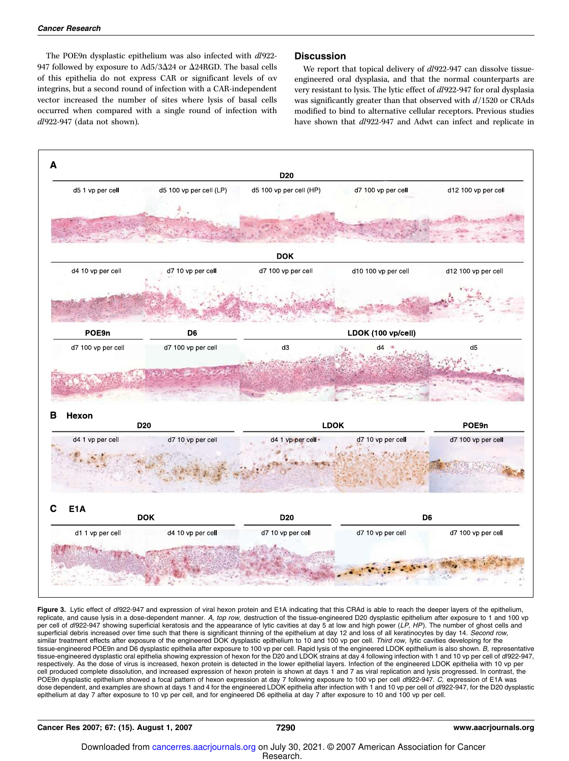The POE9n dysplastic epithelium was also infected with *dl*922-947 followed by exposure to Ad5/3Δ24 or Δ24RGD. The basal cells of this epithelia do not express CAR or significant levels of αv integrins, but a second round of infection with a CAR-independent vector increased the number of sites where lysis of basal cells occurred when compared with a single round of infection with *dl*922-947 (data not shown).

## Discussion

We report that topical delivery of *dl*922-947 can dissolve tissue-engineered oral dysplasia, and that the normal counterparts are very resistant to lysis. The lytic effect of *dl*922-947 for oral dysplasia was significantly greater than that observed with *d*/1520 or CRAds modified to bind to alternative cellular receptors. Previous studies have shown that *dl*922-947 and Adwt can infect and replicate in

**Figure 3.** Lytic effect of *dl*922-947 and expression of viral hexon protein and E1A indicating that this CRAd is able to reach the deeper layers of the epithelium, replicate, and cause lysis in a dose-dependent manner. *A, top row,* destruction of the tissue-engineered D20 dysplastic epithelium after exposure to 1 and 100 vp per cell of *dl*922-947 showing superficial keratosis and the appearance of lytic cavities at day 5 at low and high power (*LP, HP*). The number of ghost cells and superficial debris increased over time such that there is significant thinning of the epithelium at day 12 and loss of all keratinocytes by day 14. *Second row,* similar treatment effects after exposure of the engineered DOK dysplastic epithelium to 10 and 100 vp per cell. *Third row,* lytic cavities developing for the tissue-engineered POE9n and D6 dysplastic epithelia after exposure to 100 vp per cell. Rapid lysis of the engineered LDOK epithelium is also shown. *B,* representative tissue-engineered dysplastic oral epithelia showing expression of hexon for the D20 and LDOK strains at day 4 following infection with 1 and 10 vp per cell of *dl*922-947, respectively. As the dose of virus is increased, hexon protein is detected in the lower epithelial layers. Infection of the engineered LDOK epithelia with 10 vp per cell produced complete dissolution, and increased expression of hexon protein is shown at days 1 and 7 as viral replication and lysis progressed. In contrast, the POE9n dysplastic epithelium showed a focal pattern of hexon expression at day 7 following exposure to 100 vp per cell *dl*922-947. *C,* expression of E1A was dose dependent, and examples are shown at days 1 and 4 for the engineered LDOK epithelia after infection with 1 and 10 vp per cell of *dl*922-947, for the D20 dysplastic epithelium at day 7 after exposure to 10 vp per cell, and for engineered D6 epithelia at day 7 after exposure to 10 and 100 vp per cell.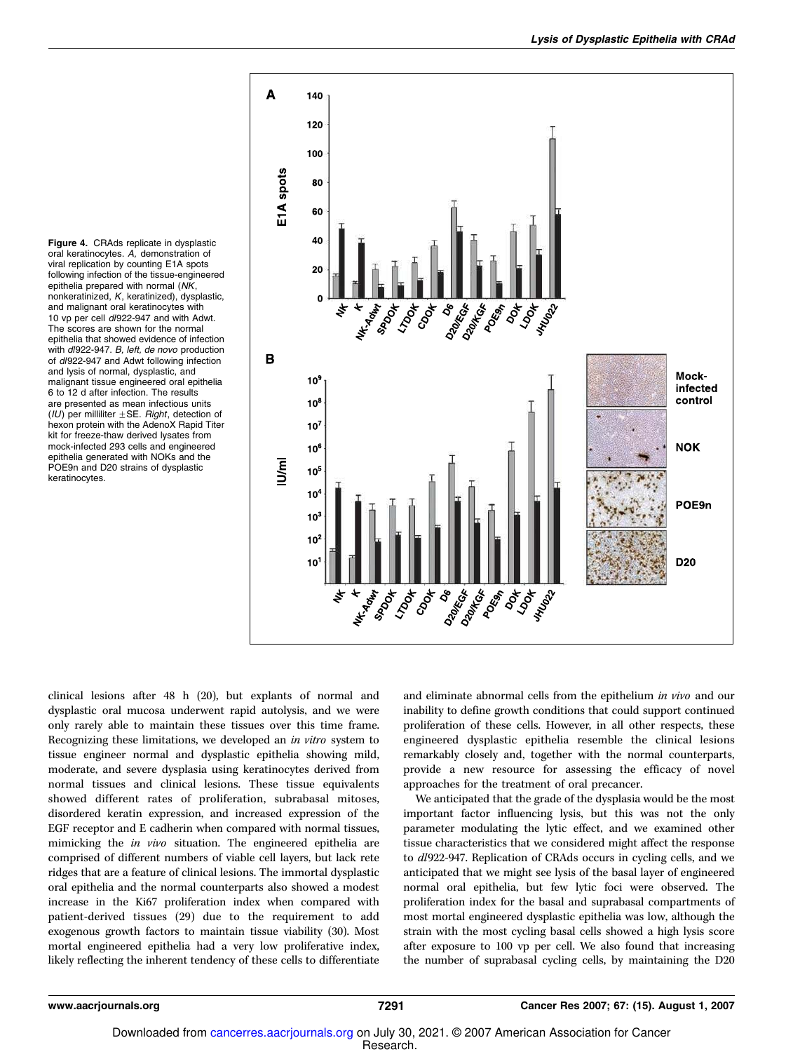Figure 4. CRAds replicate in dysplastic oral keratinocytes. *A,* demonstration of viral replication by counting E1A spots following infection of the tissue-engineered epithelia prepared with normal (*NK,* nonkeratinized, *K,* keratinized), dysplastic, and malignant oral keratinocytes with 10 vp per cell *dl*922-947 and with Adwt. The scores are shown for the normal epithelia that showed evidence of infection with *dl*922-947. *B, left, de novo* production of *dl*922-947 and Adwt following infection and lysis of normal, dysplastic, and malignant tissue engineered oral epithelia 6 to 12 d after infection. The results are presented as mean infectious units (*IU*) per milliliter ±SE. *Right,* detection of hexon protein with the AdenoX Rapid Titer kit for freeze-thaw derived lysates from mock-infected 293 cells and engineered epithelia generated with NOKs and the POE9n and D20 strains of dysplastic keratinocytes.

clinical lesions after 48 h (20), but explants of normal and dysplastic oral mucosa underwent rapid autolysis, and we were only rarely able to maintain these tissues over this time frame. Recognizing these limitations, we developed an *in vitro* system to tissue engineer normal and dysplastic epithelia showing mild, moderate, and severe dysplasia using keratinocytes derived from normal tissues and clinical lesions. These tissue equivalents showed different rates of proliferation, subrabasal mitoses, disordered keratin expression, and increased expression of the EGF receptor and E cadherin when compared with normal tissues, mimicking the *in vivo* situation. The engineered epithelia are comprised of different numbers of viable cell layers, but lack rete ridges that are a feature of clinical lesions. The immortal dysplastic oral epithelia and the normal counterparts also showed a modest increase in the Ki67 proliferation index when compared with patient-derived tissues (29) due to the requirement to add exogenous growth factors to maintain tissue viability (30). Most mortal engineered epithelia had a very low proliferative index, likely reflecting the inherent tendency of these cells to differentiate and eliminate abnormal cells from the epithelium *in vivo* and our inability to define growth conditions that could support continued proliferation of these cells. However, in all other respects, these engineered dysplastic epithelia resemble the clinical lesions remarkably closely and, together with the normal counterparts, provide a new resource for assessing the efficacy of novel approaches for the treatment of oral precancer.

We anticipated that the grade of the dysplasia would be the most important factor influencing lysis, but this was not the only parameter modulating the lytic effect, and we examined other tissue characteristics that we considered might affect the response to *dl*922-947. Replication of CRAds occurs in cycling cells, and we anticipated that we might see lysis of the basal layer of engineered normal oral epithelia, but few lytic foci were observed. The proliferation index for the basal and suprabasal compartments of most mortal engineered dysplastic epithelia was low, although the strain with the most cycling basal cells showed a high lysis score after exposure to 100 vp per cell. We also found that increasing the number of suprabasal cycling cells, by maintaining the D20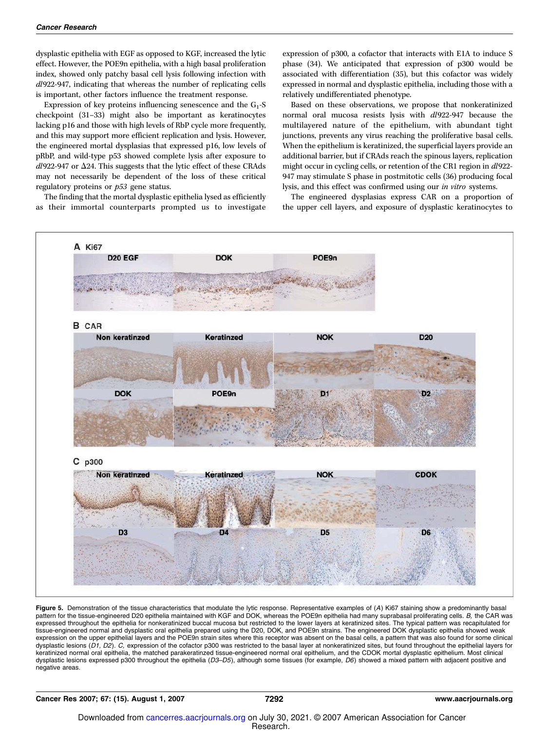dysplastic epithelia with EGF as opposed to KGF, increased the lytic effect. However, the POE9n epithelia, with a high basal proliferation index, showed only patchy basal cell lysis following infection with *dl*922-947, indicating that whereas the number of replicating cells is important, other factors influence the treatment response.

Expression of key proteins influencing senescence and the $G_1$-S checkpoint (31–33) might also be important as keratinocytes lacking p16 and those with high levels of RbP cycle more frequently, and this may support more efficient replication and lysis. However, the engineered mortal dysplasias that expressed p16, low levels of pRbP, and wild-type p53 showed complete lysis after exposure to *dl*922-947 or Δ24. This suggests that the lytic effect of these CRAds may not necessarily be dependent of the loss of these critical regulatory proteins or *p53* gene status.

The finding that the mortal dysplastic epithelia lysed as efficiently as their immortal counterparts prompted us to investigate expression of p300, a cofactor that interacts with E1A to induce S phase (34). We anticipated that expression of p300 would be associated with differentiation (35), but this cofactor was widely expressed in normal and dysplastic epithelia, including those with a relatively undifferentiated phenotype.

Based on these observations, we propose that nonkeratinized normal oral mucosa resists lysis with *dl*922-947 because the multilayered nature of the epithelium, with abundant tight junctions, prevents any virus reaching the proliferative basal cells. When the epithelium is keratinized, the superficial layers provide an additional barrier, but if CRAds reach the spinous layers, replication might occur in cycling cells, or retention of the CR1 region in *dl*922-947 may stimulate S phase in postmitotic cells (36) producing focal lysis, and this effect was confirmed using our *in vitro* systems.

The engineered dysplasias express CAR on a proportion of the upper cell layers, and exposure of dysplastic keratinocytes to

**Figure 5.** Demonstration of the tissue characteristics that modulate the lytic response. Representative examples of (*A*) Ki67 staining show a predominantly basal pattern for the tissue-engineered D20 epithelia maintained with KGF and DOK, whereas the POE9n epithelia had many suprabasal proliferating cells. *B,* the CAR was expressed throughout the epithelia for nonkeratinized buccal mucosa but restricted to the lower layers at keratinized sites. The typical pattern was recapitulated for tissue-engineered normal and dysplastic oral epithelia prepared using the D20, DOK, and POE9n strains. The engineered DOK dysplastic epithelia showed weak expression on the upper epithelial layers and the POE9n strain sites where this receptor was absent on the basal cells, a pattern that was also found for some clinical dysplastic lesions (*D1, D2*). *C,* expression of the cofactor p300 was restricted to the basal layer at nonkeratinized sites, but found throughout the epithelial layers for keratinized normal oral epithelia, the matched parakeratinzed tissue-engineered normal oral epithelium, and the CDOK mortal dysplastic epithelium. Most clinical dysplastic lesions expressed p300 throughout the epithelia (*D3–D5*), although some tissues (for example, *D6*) showed a mixed pattern with adjacent positive and negative areas.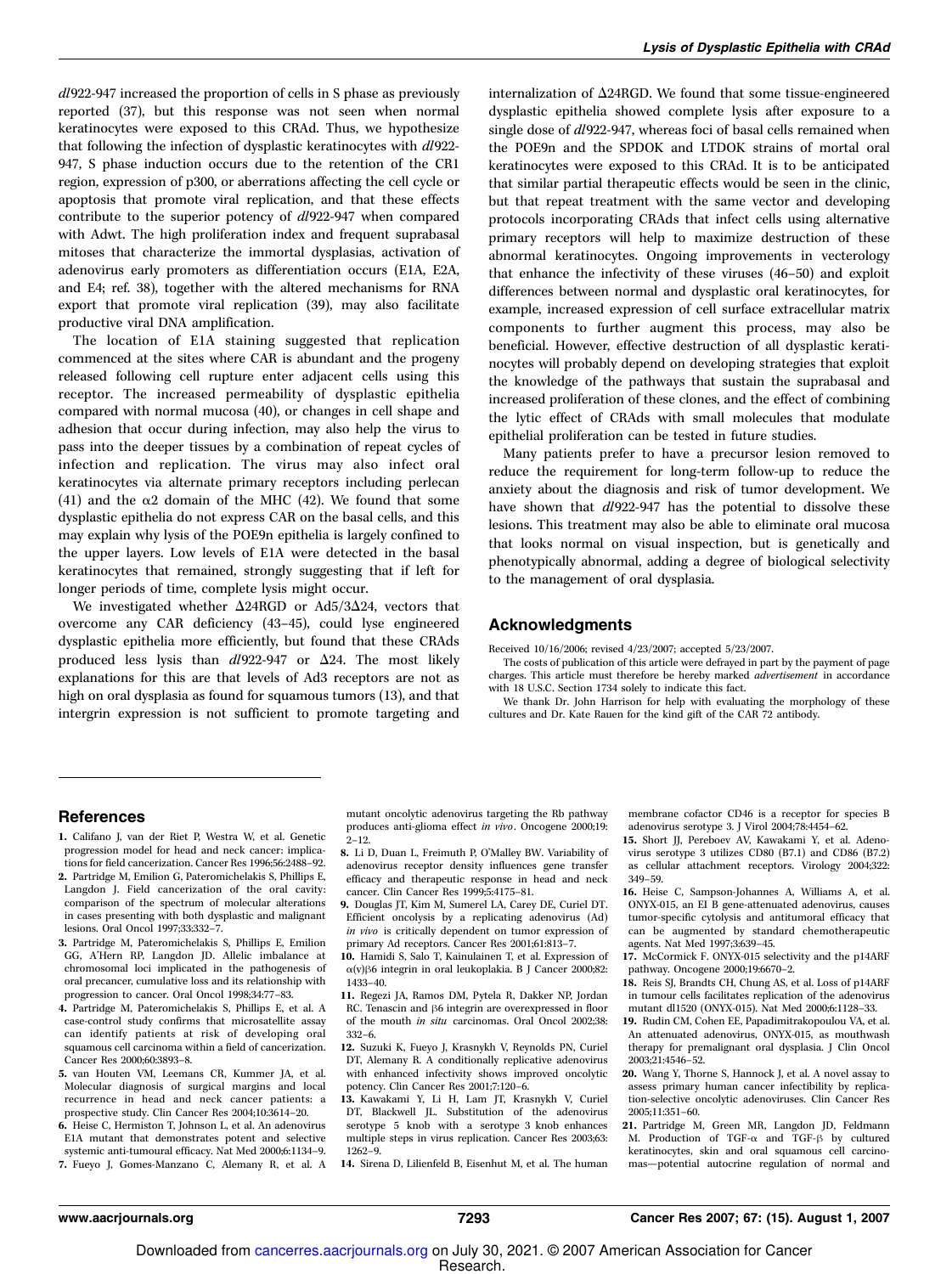*dl*922-947 increased the proportion of cells in S phase as previously reported (37), but this response was not seen when normal keratinocytes were exposed to this CRAd. Thus, we hypothesize that following the infection of dysplastic keratinocytes with *dl*922-947, S phase induction occurs due to the retention of the CR1 region, expression of p300, or aberrations affecting the cell cycle or apoptosis that promote viral replication, and that these effects contribute to the superior potency of *dl*922-947 when compared with Adwt. The high proliferation index and frequent suprabasal mitoses that characterize the immortal dysplasias, activation of adenovirus early promoters as differentiation occurs (E1A, E2A, and E4; ref. 38), together with the altered mechanisms for RNA export that promote viral replication (39), may also facilitate productive viral DNA amplification.

The location of E1A staining suggested that replication commenced at the sites where CAR is abundant and the progeny released following cell rupture enter adjacent cells using this receptor. The increased permeability of dysplastic epithelia compared with normal mucosa (40), or changes in cell shape and adhesion that occur during infection, may also help the virus to pass into the deeper tissues by a combination of repeat cycles of infection and replication. The virus may also infect oral keratinocytes via alternate primary receptors including perlecan (41) and the α2 domain of the MHC (42). We found that some dysplastic epithelia do not express CAR on the basal cells, and this may explain why lysis of the POE9n epithelia is largely confined to the upper layers. Low levels of E1A were detected in the basal keratinocytes that remained, strongly suggesting that if left for longer periods of time, complete lysis might occur.

We investigated whether Δ24RGD or Ad5/3Δ24, vectors that overcome any CAR deficiency (43–45), could lyse engineered dysplastic epithelia more efficiently, but found that these CRAds produced less lysis than *dl*922-947 or Δ24. The most likely explanations for this are that levels of Ad3 receptors are not as high on oral dysplasia as found for squamous tumors (13), and that intergrin expression is not sufficient to promote targeting and internalization of Δ24RGD. We found that some tissue-engineered dysplastic epithelia showed complete lysis after exposure to a single dose of *dl*922-947, whereas foci of basal cells remained when the POE9n and the SPDOK and LTDOK strains of mortal oral keratinocytes were exposed to this CRAd. It is to be anticipated that similar partial therapeutic effects would be seen in the clinic, but that repeat treatment with the same vector and developing protocols incorporating CRAds that infect cells using alternative primary receptors will help to maximize destruction of these abnormal keratinocytes. Ongoing improvements in vecterology that enhance the infectivity of these viruses (46–50) and exploit differences between normal and dysplastic oral keratinocytes, for example, increased expression of cell surface extracellular matrix components to further augment this process, may also be beneficial. However, effective destruction of all dysplastic keratinocytes will probably depend on developing strategies that exploit the knowledge of the pathways that sustain the suprabasal and increased proliferation of these clones, and the effect of combining the lytic effect of CRAds with small molecules that modulate epithelial proliferation can be tested in future studies.

Many patients prefer to have a precursor lesion removed to reduce the requirement for long-term follow-up to reduce the anxiety about the diagnosis and risk of tumor development. We have shown that *dl*922-947 has the potential to dissolve these lesions. This treatment may also be able to eliminate oral mucosa that looks normal on visual inspection, but is genetically and phenotypically abnormal, adding a degree of biological selectivity to the management of oral dysplasia.

## Acknowledgments

Received 10/16/2006; revised 4/23/2007; accepted 5/23/2007.

The costs of publication of this article were defrayed in part by the payment of page charges. This article must therefore be hereby marked *advertisement* in accordance with 18 U.S.C. Section 1734 solely to indicate this fact.

We thank Dr. John Harrison for help with evaluating the morphology of these cultures and Dr. Kate Rauen for the kind gift of the CAR 72 antibody.

## References

1. Califano J, van der Riet P, Westra W, et al. Genetic progression model for head and neck cancer: implications for field cancerization. Cancer Res 1996;56:2488–92.
2. Partridge M, Emilion G, Pateromichelakis S, Phillips E, Langdon J. Field cancerization of the oral cavity: comparison of the spectrum of molecular alterations in cases presenting with both dysplastic and malignant lesions. Oral Oncol 1997;33:332–7.
3. Partridge M, Pateromichelakis S, Phillips E, Emilion GG, A'Hern RP, Langdon JD. Allelic imbalance at chromosomal loci implicated in the pathogenesis of oral precancer, cumulative loss and its relationship with progression to cancer. Oral Oncol 1998;34:77–83.
4. Partridge M, Pateromichelakis S, Phillips E, et al. A case-control study confirms that microsatellite assay can identify patients at risk of developing oral squamous cell carcinoma within a field of cancerization. Cancer Res 2000;60:3893–8.
5. van Houten VM, Leemans CR, Kummer JA, et al. Molecular diagnosis of surgical margins and local recurrence in head and neck cancer patients: a prospective study. Clin Cancer Res 2004;10:3614–20.
6. Heise C, Hermiston T, Johnson L, et al. An adenovirus E1A mutant that demonstrates potent and selective systemic anti-tumoural efficacy. Nat Med 2000;6:1134–9.
7. Fueyo J, Gomes-Manzano C, Alemany R, et al. A mutant oncolytic adenovirus targeting the Rb pathway produces anti-glioma effect *in vivo*. Oncogene 2000;19:2–12.
8. Li D, Duan L, Freimuth P, O'Malley BW. Variability of adenovirus receptor density influences gene transfer efficacy and therapeutic response in head and neck cancer. Clin Cancer Res 1999;5:4175–81.
9. Douglas JT, Kim M, Sumerel LA, Carey DE, Curiel DT. Efficient oncolysis by a replicating adenovirus (Ad) *in vivo* is critically dependent on tumor expression of primary Ad receptors. Cancer Res 2001;61:813–7.
10. Hamidi S, Salo T, Kainulainen T, et al. Expression of α(v)β6 integrin in oral leukoplakia. B J Cancer 2000;82:1433–40.
11. Regezi JA, Ramos DM, Pytela R, Dakker NP, Jordan RC. Tenascin and β6 integrin are overexpressed in floor of the mouth *in situ* carcinomas. Oral Oncol 2002;38:332–6.
12. Suzuki K, Fueyo J, Krasnykh V, Reynolds PN, Curiel DT, Alemany R. A conditionally replicative adenovirus with enhanced infectivity shows improved oncolytic potency. Clin Cancer Res 2001;7:120–6.
13. Kawakami Y, Li H, Lam JT, Krasnykh V, Curiel DT, Blackwell JL. Substitution of the adenovirus serotype 5 knob with a serotype 3 knob enhances multiple steps in virus replication. Cancer Res 2003;63:1262–9.
14. Sirena D, Lilienfeld B, Eisenhut M, et al. The human membrane cofactor CD46 is a receptor for species B adenovirus serotype 3. J Virol 2004;78:4454–62.
15. Short JJ, Pereboev AV, Kawakami Y, et al. Adenovirus serotype 3 utilizes CD80 (B7.1) and CD86 (B7.2) as cellular attachment receptors. Virology 2004;322:349–59.
16. Heise C, Sampson-Johannes A, Williams A, et al. ONYX-015, an EI B gene-attenuated adenovirus, causes tumor-specific cytolysis and antitumoral efficacy that can be augmented by standard chemotherapeutic agents. Nat Med 1997;3:639–45.
17. McCormick F. ONYX-015 selectivity and the p14ARF pathway. Oncogene 2000;19:6670–2.
18. Reis SJ, Brandts CH, Chung AS, et al. Loss of p14ARF in tumour cells facilitates replication of the adenovirus mutant dl1520 (ONYX-015). Nat Med 2000;6:1128–33.
19. Rudin CM, Cohen EE, Papadimitrakopoulou VA, et al. An attenuated adenovirus, ONYX-015, as mouthwash therapy for premalignant oral dysplasia. J Clin Oncol 2003;21:4546–52.
20. Wang Y, Thorne S, Hannock J, et al. A novel assay to assess primary human cancer infectibility by replication-selective oncolytic adenoviruses. Clin Cancer Res 2005;11:351–60.
21. Partridge M, Green MR, Langdon JD, Feldmann M. Production of TGF-α and TGF-β by cultured keratinocytes, skin and oral squamous cell carcinomas—potential autocrine regulation of normal and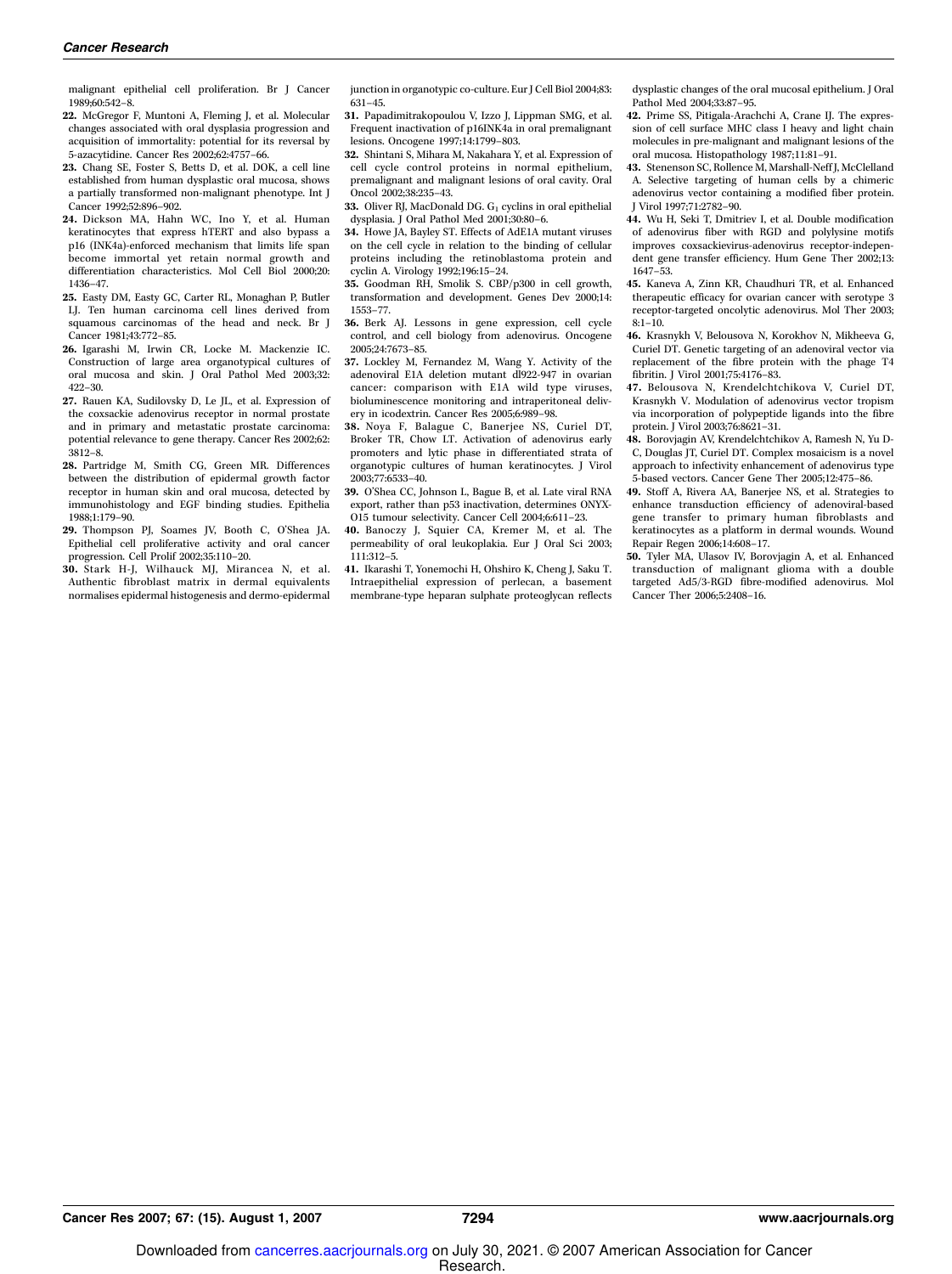malignant epithelial cell proliferation. Br J Cancer 1989;60:542–8.

22. McGregor F, Muntoni A, Fleming J, et al. Molecular changes associated with oral dysplasia progression and acquisition of immortality: potential for its reversal by 5-azacytidine. Cancer Res 2002;62:4757–66.

23. Chang SE, Foster S, Betts D, et al. DOK, a cell line established from human dysplastic oral mucosa, shows a partially transformed non-malignant phenotype. Int J Cancer 1992;52:896–902.

24. Dickson MA, Hahn WC, Ino Y, et al. Human keratinocytes that express hTERT and also bypass a p16 (INK4a)-enforced mechanism that limits life span become immortal yet retain normal growth and differentiation characteristics. Mol Cell Biol 2000;20:1436–47.

25. Easty DM, Easty GC, Carter RL, Monaghan P, Butler LJ. Ten human carcinoma cell lines derived from squamous carcinomas of the head and neck. Br J Cancer 1981;43:772–85.

26. Igarashi M, Irwin CR, Locke M. Mackenzie IC. Construction of large area organotypical cultures of oral mucosa and skin. J Oral Pathol Med 2003;32:422–30.

27. Rauen KA, Sudilovsky D, Le JL, et al. Expression of the coxsackie adenovirus receptor in normal prostate and in primary and metastatic prostate carcinoma: potential relevance to gene therapy. Cancer Res 2002;62:3812–8.

28. Partridge M, Smith CG, Green MR. Differences between the distribution of epidermal growth factor receptor in human skin and oral mucosa, detected by immunohistology and EGF binding studies. Epithelia 1988;1:179–90.

29. Thompson PJ, Soames JV, Booth C, O'Shea JA. Epithelial cell proliferative activity and oral cancer progression. Cell Prolif 2002;35:110–20.

30. Stark H-J, Wilhauck MJ, Mirancea N, et al. Authentic fibroblast matrix in dermal equivalents normalises epidermal histogenesis and dermo-epidermal junction in organotypic co-culture. Eur J Cell Biol 2004;83:631–45.

31. Papadimitrakopoulou V, Izzo J, Lippman SMG, et al. Frequent inactivation of p16INK4a in oral premalignant lesions. Oncogene 1997;14:1799–803.

32. Shintani S, Mihara M, Nakahara Y, et al. Expression of cell cycle control proteins in normal epithelium, premalignant and malignant lesions of oral cavity. Oral Oncol 2002;38:235–43.

33. Oliver RJ, MacDonald DG. $G_1$ cyclins in oral epithelial dysplasia. J Oral Pathol Med 2001;30:80–6.

34. Howe JA, Bayley ST. Effects of AdE1A mutant viruses on the cell cycle in relation to the binding of cellular proteins including the retinoblastoma protein and cyclin A. Virology 1992;196:15–24.

35. Goodman RH, Smolik S. CBP/p300 in cell growth, transformation and development. Genes Dev 2000;14:1553–77.

36. Berk AJ. Lessons in gene expression, cell cycle control, and cell biology from adenovirus. Oncogene 2005;24:7673–85.

37. Lockley M, Fernandez M, Wang Y. Activity of the adenoviral E1A deletion mutant dl922-947 in ovarian cancer: comparison with E1A wild type viruses, bioluminescence monitoring and intraperitoneal delivery in icodextrin. Cancer Res 2005;6:989–98.

38. Noya F, Balague C, Banerjee NS, Curiel DT, Broker TR, Chow LT. Activation of adenovirus early promoters and lytic phase in differentiated strata of organotypic cultures of human keratinocytes. J Virol 2003;77:6533–40.

39. O'Shea CC, Johnson L, Bague B, et al. Late viral RNA export, rather than p53 inactivation, determines ONYX-O15 tumour selectivity. Cancer Cell 2004;6:611–23.

40. Banoczy J, Squier CA, Kremer M, et al. The permeability of oral leukoplakia. Eur J Oral Sci 2003;111:312–5.

41. Ikarashi T, Yonemochi H, Ohshiro K, Cheng J, Saku T. Intraepithelial expression of perlecan, a basement membrane-type heparan sulphate proteoglycan reflects dysplastic changes of the oral mucosal epithelium. J Oral Pathol Med 2004;33:87–95.

42. Prime SS, Pitigala-Arachchi A, Crane IJ. The expression of cell surface MHC class I heavy and light chain molecules in pre-malignant and malignant lesions of the oral mucosa. Histopathology 1987;11:81–91.

43. Stenenson SC, Rollence M, Marshall-Neff J, McClelland A. Selective targeting of human cells by a chimeric adenovirus vector containing a modified fiber protein. J Virol 1997;71:2782–90.

44. Wu H, Seki T, Dmitriev I, et al. Double modification of adenovirus fiber with RGD and polylysine motifs improves coxsackievirus-adenovirus receptor-independent gene transfer efficiency. Hum Gene Ther 2002;13:1647–53.

45. Kaneva A, Zinn KR, Chaudhuri TR, et al. Enhanced therapeutic efficacy for ovarian cancer with serotype 3 receptor-targeted oncolytic adenovirus. Mol Ther 2003;8:1–10.

46. Krasnykh V, Belousova N, Korokhov N, Mikheeva G, Curiel DT. Genetic targeting of an adenoviral vector via replacement of the fibre protein with the phage T4 fibritin. J Virol 2001;75:4176–83.

47. Belousova N, Krendelchtchikova V, Curiel DT, Krasnykh V. Modulation of adenovirus vector tropism via incorporation of polypeptide ligands into the fibre protein. J Virol 2003;76:8621–31.

48. Borovjagin AV, Krendelchtchikov A, Ramesh N, Yu D-C, Douglas JT, Curiel DT. Complex mosaicism is a novel approach to infectivity enhancement of adenovirus type 5-based vectors. Cancer Gene Ther 2005;12:475–86.

49. Stoff A, Rivera AA, Banerjee NS, et al. Strategies to enhance transduction efficiency of adenoviral-based gene transfer to primary human fibroblasts and keratinocytes as a platform in dermal wounds. Wound Repair Regen 2006;14:608–17.

50. Tyler MA, Ulasov IV, Borovjagin A, et al. Enhanced transduction of malignant glioma with a double targeted Ad5/3-RGD fibre-modified adenovirus. Mol Cancer Ther 2006;5:2408–16.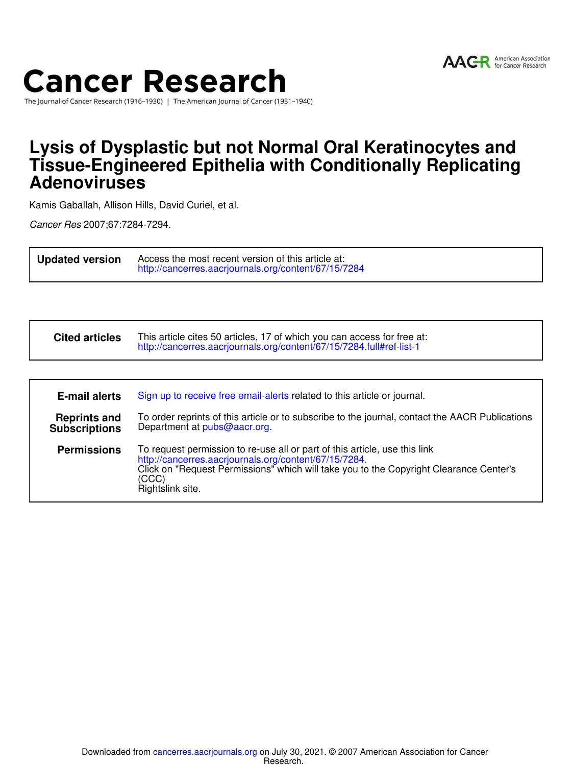# Cancer Research

The Journal of Cancer Research (1916–1930) | The American Journal of Cancer (1931–1940)

# Lysis of Dysplastic but not Normal Oral Keratinocytes and Tissue-Engineered Epithelia with Conditionally Replicating Adenoviruses

Kamis Gaballah, Allison Hills, David Curiel, et al.

*Cancer Res* 2007;67:7284-7294.

| | |
|---|---|
| **Updated version** | Access the most recent version of this article at: http://cancerres.aacrjournals.org/content/67/15/7284 |

| | |
|---|---|
| **Cited articles** | This article cites 50 articles, 17 of which you can access for free at: http://cancerres.aacrjournals.org/content/67/15/7284.full#ref-list-1 |

| | |
|---|---|
| **E-mail alerts** | Sign up to receive free email-alerts related to this article or journal. |
| **Reprints and Subscriptions** | To order reprints of this article or to subscribe to the journal, contact the AACR Publications Department at pubs@aacr.org. |
| **Permissions** | To request permission to re-use all or part of this article, use this link http://cancerres.aacrjournals.org/content/67/15/7284. Click on "Request Permissions" which will take you to the Copyright Clearance Center's (CCC) Rightslink site. |

Downloaded from cancerres.aacrjournals.org on July 30, 2021. © 2007 American Association for Cancer Research.